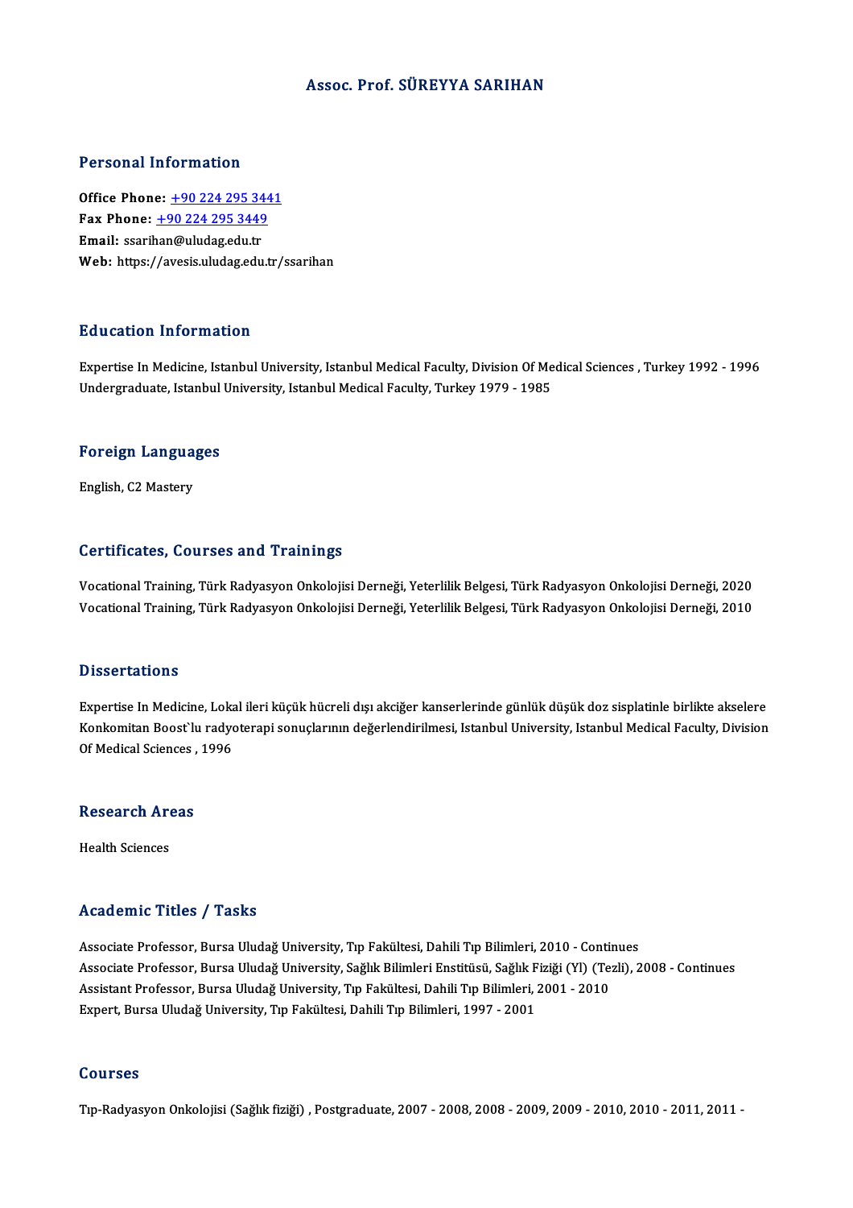# Assoc. Prof. SÜREYYA SARIHAN

## Personal Information

**Office Phone:** +90 224 295 3441
**Fax Phone:** +90 224 295 3449
**Email:** ssarihan@uludag.edu.tr
**Web:** https://avesis.uludag.edu.tr/ssarihan

## Education Information

Expertise In Medicine, Istanbul University, Istanbul Medical Faculty, Division Of Medical Sciences , Turkey 1992 - 1996
Undergraduate, Istanbul University, Istanbul Medical Faculty, Turkey 1979 - 1985

## Foreign Languages

English, C2 Mastery

## Certificates, Courses and Trainings

Vocational Training, Türk Radyasyon Onkolojisi Derneği, Yeterlilik Belgesi, Türk Radyasyon Onkolojisi Derneği, 2020
Vocational Training, Türk Radyasyon Onkolojisi Derneği, Yeterlilik Belgesi, Türk Radyasyon Onkolojisi Derneği, 2010

## Dissertations

Expertise In Medicine, Lokal ileri küçük hücreli dışı akciğer kanserlerinde günlük düşük doz sisplatinle birlikte akselere Konkomitan Boost`lu radyoterapi sonuçlarının değerlendirilmesi, Istanbul University, Istanbul Medical Faculty, Division Of Medical Sciences , 1996

## Research Areas

Health Sciences

## Academic Titles / Tasks

Associate Professor, Bursa Uludağ University, Tıp Fakültesi, Dahili Tıp Bilimleri, 2010 - Continues
Associate Professor, Bursa Uludağ University, Sağlık Bilimleri Enstitüsü, Sağlık Fiziği (Yl) (Tezli), 2008 - Continues
Assistant Professor, Bursa Uludağ University, Tıp Fakültesi, Dahili Tıp Bilimleri, 2001 - 2010
Expert, Bursa Uludağ University, Tıp Fakültesi, Dahili Tıp Bilimleri, 1997 - 2001

## Courses

Tıp-Radyasyon Onkolojisi (Sağlık fiziği) , Postgraduate, 2007 - 2008, 2008 - 2009, 2009 - 2010, 2010 - 2011, 2011 -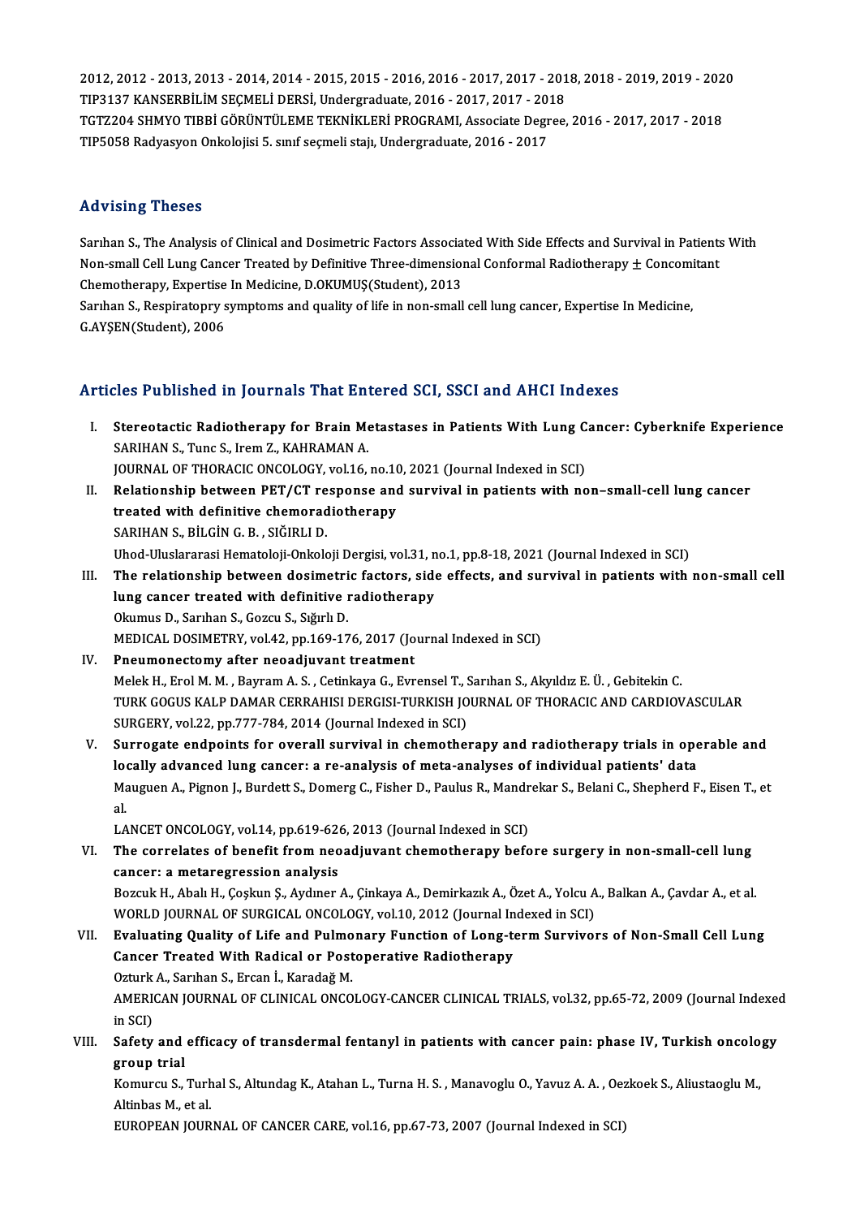2012, 2012 - 2013, 2013 - 2014, 2014 - 2015, 2015 - 2016, 2016 - 2017, 2017 - 2018, 2018 - 2019, 2019 - 2020
TIP3137 KANSERBİLİM SEÇMELİ DERSİ, Undergraduate, 2016 - 2017, 2017 - 2018
TGTZ204 SHMYO TIBBİ GÖRÜNTÜLEME TEKNİKLERİ PROGRAMI, Associate Degree, 2016 - 2017, 2017 - 2018
TIP5058 Radyasyon Onkolojisi 5. sınıf seçmeli stajı, Undergraduate, 2016 - 2017

## Advising Theses

Sarıhan S., The Analysis of Clinical and Dosimetric Factors Associated With Side Effects and Survival in Patients With Non-small Cell Lung Cancer Treated by Definitive Three-dimensional Conformal Radiotherapy ± Concomitant Chemotherapy, Expertise In Medicine, D.OKUMUŞ(Student), 2013
Sarıhan S., Respiratopry symptoms and quality of life in non-small cell lung cancer, Expertise In Medicine, G.AYŞEN(Student), 2006

## Articles Published in Journals That Entered SCI, SSCI and AHCI Indexes

I. **Stereotactic Radiotherapy for Brain Metastases in Patients With Lung Cancer: Cyberknife Experience**
SARIHAN S., Tunc S., Irem Z., KAHRAMAN A.
JOURNAL OF THORACIC ONCOLOGY, vol.16, no.10, 2021 (Journal Indexed in SCI)

II. **Relationship between PET/CT response and survival in patients with non–small-cell lung cancer treated with definitive chemoradiotherapy**
SARIHAN S., BİLGİN G. B. , SIĞIRLI D.
Uhod-Uluslararasi Hematoloji-Onkoloji Dergisi, vol.31, no.1, pp.8-18, 2021 (Journal Indexed in SCI)

III. **The relationship between dosimetric factors, side effects, and survival in patients with non-small cell lung cancer treated with definitive radiotherapy**
Okumus D., Sarıhan S., Gozcu S., Sığırlı D.
MEDICAL DOSIMETRY, vol.42, pp.169-176, 2017 (Journal Indexed in SCI)

IV. **Pneumonectomy after neoadjuvant treatment**
Melek H., Erol M. M. , Bayram A. S. , Cetinkaya G., Evrensel T., Sarıhan S., Akyıldız E. Ü. , Gebitekin C.
TURK GOGUS KALP DAMAR CERRAHISI DERGISI-TURKISH JOURNAL OF THORACIC AND CARDIOVASCULAR SURGERY, vol.22, pp.777-784, 2014 (Journal Indexed in SCI)

V. **Surrogate endpoints for overall survival in chemotherapy and radiotherapy trials in operable and locally advanced lung cancer: a re-analysis of meta-analyses of individual patients' data**
Mauguen A., Pignon J., Burdett S., Domerg C., Fisher D., Paulus R., Mandrekar S., Belani C., Shepherd F., Eisen T., et al.
LANCET ONCOLOGY, vol.14, pp.619-626, 2013 (Journal Indexed in SCI)

VI. **The correlates of benefit from neoadjuvant chemotherapy before surgery in non-small-cell lung cancer: a metaregression analysis**
Bozcuk H., Abalı H., Çoşkun Ş., Aydıner A., Çinkaya A., Demirkazık A., Özet A., Yolcu A., Balkan A., Çavdar A., et al.
WORLD JOURNAL OF SURGICAL ONCOLOGY, vol.10, 2012 (Journal Indexed in SCI)

VII. **Evaluating Quality of Life and Pulmonary Function of Long-term Survivors of Non-Small Cell Lung Cancer Treated With Radical or Postoperative Radiotherapy**
Ozturk A., Sarıhan S., Ercan İ., Karadağ M.
AMERICAN JOURNAL OF CLINICAL ONCOLOGY-CANCER CLINICAL TRIALS, vol.32, pp.65-72, 2009 (Journal Indexed in SCI)

VIII. **Safety and efficacy of transdermal fentanyl in patients with cancer pain: phase IV, Turkish oncology group trial**
Komurcu S., Turhal S., Altundag K., Atahan L., Turna H. S. , Manavoglu O., Yavuz A. A. , Oezkoek S., Aliustaoglu M., Altinbas M., et al.
EUROPEAN JOURNAL OF CANCER CARE, vol.16, pp.67-73, 2007 (Journal Indexed in SCI)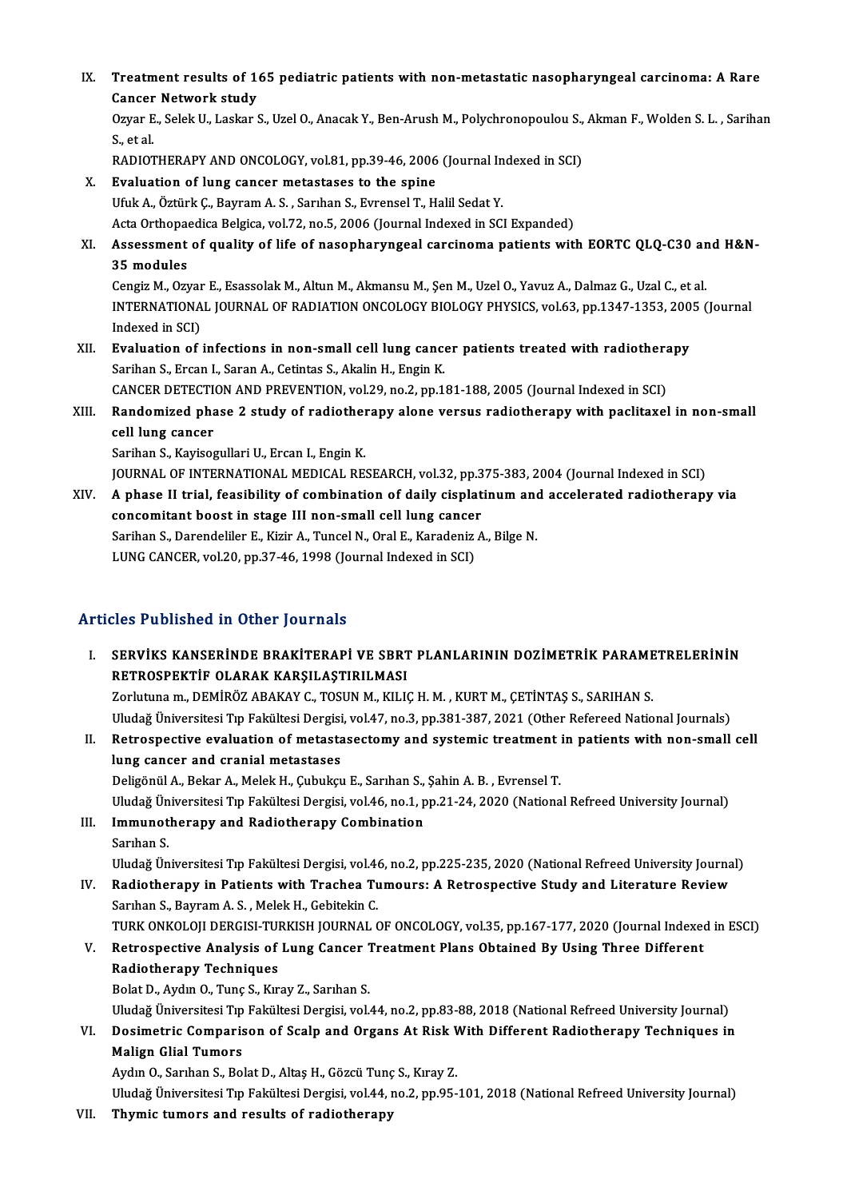IX. **Treatment results of 165 pediatric patients with non-metastatic nasopharyngeal carcinoma: A Rare Cancer Network study**
Ozyar E., Selek U., Laskar S., Uzel O., Anacak Y., Ben-Arush M., Polychronopoulou S., Akman F., Wolden S. L. , Sarihan S., et al.
RADIOTHERAPY AND ONCOLOGY, vol.81, pp.39-46, 2006 (Journal Indexed in SCI)

X. **Evaluation of lung cancer metastases to the spine**
Ufuk A., Öztürk Ç., Bayram A. S. , Sarıhan S., Evrensel T., Halil Sedat Y.
Acta Orthopaedica Belgica, vol.72, no.5, 2006 (Journal Indexed in SCI Expanded)

XI. **Assessment of quality of life of nasopharyngeal carcinoma patients with EORTC QLQ-C30 and H&N-35 modules**
Cengiz M., Ozyar E., Esassolak M., Altun M., Akmansu M., Şen M., Uzel O., Yavuz A., Dalmaz G., Uzal C., et al.
INTERNATIONAL JOURNAL OF RADIATION ONCOLOGY BIOLOGY PHYSICS, vol.63, pp.1347-1353, 2005 (Journal Indexed in SCI)

XII. **Evaluation of infections in non-small cell lung cancer patients treated with radiotherapy**
Sarihan S., Ercan I., Saran A., Cetintas S., Akalin H., Engin K.
CANCER DETECTION AND PREVENTION, vol.29, no.2, pp.181-188, 2005 (Journal Indexed in SCI)

XIII. **Randomized phase 2 study of radiotherapy alone versus radiotherapy with paclitaxel in non-small cell lung cancer**
Sarihan S., Kayisogullari U., Ercan I., Engin K.
JOURNAL OF INTERNATIONAL MEDICAL RESEARCH, vol.32, pp.375-383, 2004 (Journal Indexed in SCI)

XIV. **A phase II trial, feasibility of combination of daily cisplatinum and accelerated radiotherapy via concomitant boost in stage III non-small cell lung cancer**
Sarihan S., Darendeliler E., Kizir A., Tuncel N., Oral E., Karadeniz A., Bilge N.
LUNG CANCER, vol.20, pp.37-46, 1998 (Journal Indexed in SCI)

## Articles Published in Other Journals

I. **SERVİKS KANSERİNDE BRAKİTERAPİ VE SBRT PLANLARININ DOZİMETRİK PARAMETRELERİNİN RETROSPEKTİF OLARAK KARŞILAŞTIRILMASI**
Zorlutuna m., DEMİRÖZ ABAKAY C., TOSUN M., KILIÇ H. M. , KURT M., ÇETİNTAŞ S., SARIHAN S.
Uludağ Üniversitesi Tıp Fakültesi Dergisi, vol.47, no.3, pp.381-387, 2021 (Other Refereed National Journals)

II. **Retrospective evaluation of metastasectomy and systemic treatment in patients with non-small cell lung cancer and cranial metastases**
Deligönül A., Bekar A., Melek H., Çubukçu E., Sarıhan S., Şahin A. B. , Evrensel T.
Uludağ Üniversitesi Tıp Fakültesi Dergisi, vol.46, no.1, pp.21-24, 2020 (National Refreed University Journal)

III. **Immunotherapy and Radiotherapy Combination**
Sarıhan S.
Uludağ Üniversitesi Tıp Fakültesi Dergisi, vol.46, no.2, pp.225-235, 2020 (National Refreed University Journal)

IV. **Radiotherapy in Patients with Trachea Tumours: A Retrospective Study and Literature Review**
Sarıhan S., Bayram A. S. , Melek H., Gebitekin C.
TURK ONKOLOJI DERGISI-TURKISH JOURNAL OF ONCOLOGY, vol.35, pp.167-177, 2020 (Journal Indexed in ESCI)

V. **Retrospective Analysis of Lung Cancer Treatment Plans Obtained By Using Three Different Radiotherapy Techniques**
Bolat D., Aydın O., Tunç S., Kıray Z., Sarıhan S.
Uludağ Üniversitesi Tıp Fakültesi Dergisi, vol.44, no.2, pp.83-88, 2018 (National Refreed University Journal)

VI. **Dosimetric Comparison of Scalp and Organs At Risk With Different Radiotherapy Techniques in Malign Glial Tumors**
Aydın O., Sarıhan S., Bolat D., Altaş H., Gözcü Tunç S., Kıray Z.
Uludağ Üniversitesi Tıp Fakültesi Dergisi, vol.44, no.2, pp.95-101, 2018 (National Refreed University Journal)

VII. **Thymic tumors and results of radiotherapy**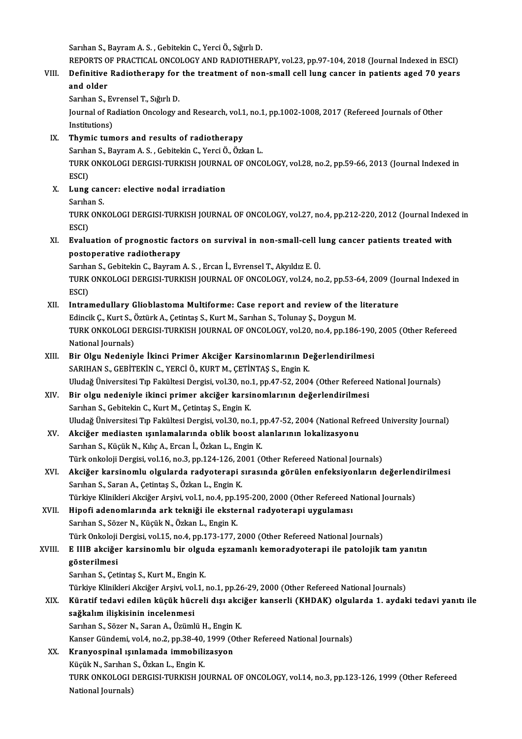Sarıhan S., Bayram A. S. , Gebitekin C., Yerci Ö., Sığırlı D.
REPORTS OF PRACTICAL ONCOLOGY AND RADIOTHERAPY, vol.23, pp.97-104, 2018 (Journal Indexed in ESCI)

VIII. **Definitive Radiotherapy for the treatment of non-small cell lung cancer in patients aged 70 years and older**
Sarıhan S., Evrensel T., Sığırlı D.
Journal of Radiation Oncology and Research, vol.1, no.1, pp.1002-1008, 2017 (Refereed Journals of Other Institutions)

IX. **Thymic tumors and results of radiotherapy**
Sarıhan S., Bayram A. S. , Gebitekin C., Yerci Ö., Özkan L.
TURK ONKOLOGI DERGISI-TURKISH JOURNAL OF ONCOLOGY, vol.28, no.2, pp.59-66, 2013 (Journal Indexed in ESCI)

X. **Lung cancer: elective nodal irradiation**
Sarıhan S.
TURK ONKOLOGI DERGISI-TURKISH JOURNAL OF ONCOLOGY, vol.27, no.4, pp.212-220, 2012 (Journal Indexed in ESCI)

XI. **Evaluation of prognostic factors on survival in non-small-cell lung cancer patients treated with postoperative radiotherapy**
Sarıhan S., Gebitekin C., Bayram A. S. , Ercan İ., Evrensel T., Akyıldız E. Ü.
TURK ONKOLOGI DERGISI-TURKISH JOURNAL OF ONCOLOGY, vol.24, no.2, pp.53-64, 2009 (Journal Indexed in ESCI)

XII. **Intramedullary Glioblastoma Multiforme: Case report and review of the literature**
Edincik Ç., Kurt S., Öztürk A., Çetintaş S., Kurt M., Sarıhan S., Tolunay Ş., Doygun M.
TURK ONKOLOGI DERGISI-TURKISH JOURNAL OF ONCOLOGY, vol.20, no.4, pp.186-190, 2005 (Other Refereed National Journals)

XIII. **Bir Olgu Nedeniyle İkinci Primer Akciğer Karsinomlarının Değerlendirilmesi**
SARIHAN S., GEBİTEKİN C., YERCİ Ö., KURT M., ÇETİNTAŞ S., Engin K.
Uludağ Üniversitesi Tıp Fakültesi Dergisi, vol.30, no.1, pp.47-52, 2004 (Other Refereed National Journals)

XIV. **Bir olgu nedeniyle ikinci primer akciğer karsinomlarının değerlendirilmesi**
Sarıhan S., Gebitekin C., Kurt M., Çetintaş S., Engin K.
Uludağ Üniversitesi Tıp Fakültesi Dergisi, vol.30, no.1, pp.47-52, 2004 (National Refreed University Journal)

XV. **Akciğer mediasten ışınlamalarında oblik boost alanlarının lokalizasyonu**
Sarıhan S., Küçük N., Kılıç A., Ercan İ., Özkan L., Engin K.
Türk onkoloji Dergisi, vol.16, no.3, pp.124-126, 2001 (Other Refereed National Journals)

XVI. **Akciğer karsinomlu olgularda radyoterapi sırasında görülen enfeksiyonların değerlendirilmesi**
Sarıhan S., Saran A., Çetintaş S., Özkan L., Engin K.
Türkiye Klinikleri Akciğer Arşivi, vol.1, no.4, pp.195-200, 2000 (Other Refereed National Journals)

XVII. **Hipofi adenomlarında ark tekniği ile eksternal radyoterapi uygulaması**
Sarıhan S., Sözer N., Küçük N., Özkan L., Engin K.
Türk Onkoloji Dergisi, vol.15, no.4, pp.173-177, 2000 (Other Refereed National Journals)

XVIII. **E IIIB akciğer karsinomlu bir olguda eşzamanlı kemoradyoterapi ile patolojik tam yanıtın gösterilmesi**
Sarıhan S., Çetintaş S., Kurt M., Engin K.
Türkiye Klinikleri Akciğer Arşivi, vol.1, no.1, pp.26-29, 2000 (Other Refereed National Journals)

XIX. **Küratif tedavi edilen küçük hücreli dışı akciğer kanserli (KHDAK) olgularda 1. aydaki tedavi yanıtı ile sağkalım ilişkisinin incelenmesi**
Sarıhan S., Sözer N., Saran A., Üzümlü H., Engin K.
Kanser Gündemi, vol.4, no.2, pp.38-40, 1999 (Other Refereed National Journals)

XX. **Kranyospinal ışınlamada immobilizasyon**
Küçük N., Sarıhan S., Özkan L., Engin K.
TURK ONKOLOGI DERGISI-TURKISH JOURNAL OF ONCOLOGY, vol.14, no.3, pp.123-126, 1999 (Other Refereed National Journals)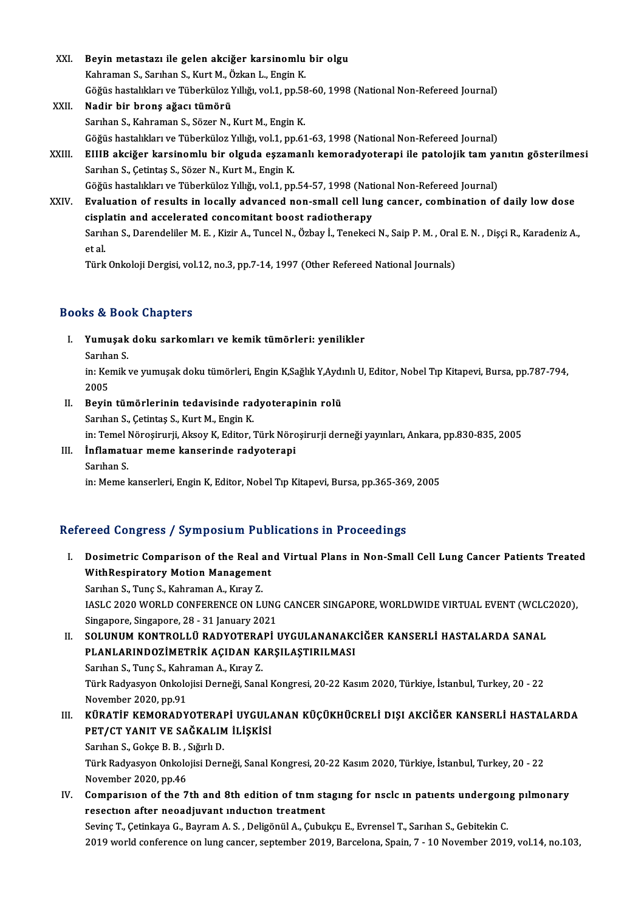XXI. **Beyin metastazı ile gelen akciğer karsinomlu bir olgu**
Kahraman S., Sarıhan S., Kurt M., Özkan L., Engin K.
Göğüs hastalıkları ve Tüberküloz Yıllığı, vol.1, pp.58-60, 1998 (National Non-Refereed Journal)

XXII. **Nadir bir bronş ağacı tümörü**
Sarıhan S., Kahraman S., Sözer N., Kurt M., Engin K.
Göğüs hastalıkları ve Tüberküloz Yıllığı, vol.1, pp.61-63, 1998 (National Non-Refereed Journal)

XXIII. **EIIIB akciğer karsinomlu bir olguda eşzamanlı kemoradyoterapi ile patolojik tam yanıtın gösterilmesi**
Sarıhan S., Çetintaş S., Sözer N., Kurt M., Engin K.
Göğüs hastalıkları ve Tüberküloz Yıllığı, vol.1, pp.54-57, 1998 (National Non-Refereed Journal)

XXIV. **Evaluation of results in locally advanced non-small cell lung cancer, combination of daily low dose cisplatin and accelerated concomitant boost radiotherapy**
Sarıhan S., Darendeliler M. E. , Kizir A., Tuncel N., Özbay İ., Tenekeci N., Saip P. M. , Oral E. N. , Dişçi R., Karadeniz A., et al.
Türk Onkoloji Dergisi, vol.12, no.3, pp.7-14, 1997 (Other Refereed National Journals)

## Books & Book Chapters

I. **Yumuşak doku sarkomları ve kemik tümörleri: yenilikler**
Sarıhan S.
in: Kemik ve yumuşak doku tümörleri, Engin K,Sağlık Y,Aydınlı U, Editor, Nobel Tıp Kitapevi, Bursa, pp.787-794, 2005

II. **Beyin tümörlerinin tedavisinde radyoterapinin rolü**
Sarıhan S., Çetintaş S., Kurt M., Engin K.
in: Temel Nöroşirurji, Aksoy K, Editor, Türk Nöroşirurji derneği yayınları, Ankara, pp.830-835, 2005

III. **İnflamatuar meme kanserinde radyoterapi**
Sarıhan S.
in: Meme kanserleri, Engin K, Editor, Nobel Tıp Kitapevi, Bursa, pp.365-369, 2005

## Refereed Congress / Symposium Publications in Proceedings

I. **Dosimetric Comparison of the Real and Virtual Plans in Non-Small Cell Lung Cancer Patients Treated WithRespiratory Motion Management**
Sarıhan S., Tunç S., Kahraman A., Kıray Z.
IASLC 2020 WORLD CONFERENCE ON LUNG CANCER SINGAPORE, WORLDWIDE VIRTUAL EVENT (WCLC2020), Singapore, Singapore, 28 - 31 January 2021

II. **SOLUNUM KONTROLLÜ RADYOTERAPİ UYGULANANAKCİĞER KANSERLİ HASTALARDA SANAL PLANLARINDOZİMETRİK AÇIDAN KARŞILAŞTIRILMASI**
Sarıhan S., Tunç S., Kahraman A., Kıray Z.
Türk Radyasyon Onkolojisi Derneği, Sanal Kongresi, 20-22 Kasım 2020, Türkiye, İstanbul, Turkey, 20 - 22 November 2020, pp.91

III. **KÜRATİF KEMORADYOTERAPİ UYGULANAN KÜÇÜKHÜCRELİ DIŞI AKCİĞER KANSERLİ HASTALARDA PET/CT YANIT VE SAĞKALIM İLİŞKİSİ**
Sarıhan S., Gokçe B. B. , Sığırlı D.
Türk Radyasyon Onkolojisi Derneği, Sanal Kongresi, 20-22 Kasım 2020, Türkiye, İstanbul, Turkey, 20 - 22 November 2020, pp.46

IV. **Comparisıon of the 7th and 8th edition of tnm stagıng for nsclc ın patıents undergoıng pılmonary resectıon after neoadjuvant ınductıon treatment**
Sevinç T., Çetinkaya G., Bayram A. S. , Deligönül A., Çubukçu E., Evrensel T., Sarıhan S., Gebitekin C.
2019 world conference on lung cancer, september 2019, Barcelona, Spain, 7 - 10 November 2019, vol.14, no.103,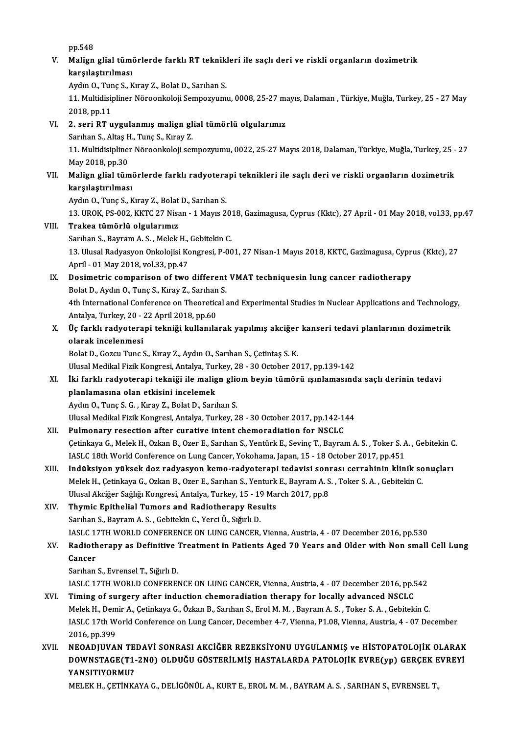pp.548

V. **Malign glial tümörlerde farklı RT teknikleri ile saçlı deri ve riskli organların dozimetrik karşılaştırılması**
Aydın O., Tunç S., Kıray Z., Bolat D., Sarıhan S.
11. Multidisipliner Nöroonkoloji Sempozyumu, 0008, 25-27 mayıs, Dalaman , Türkiye, Muğla, Turkey, 25 - 27 May 2018, pp.11

VI. **2. seri RT uygulanmış malign glial tümörlü olgularımız**
Sarıhan S., Altaş H., Tunç S., Kıray Z.
11. Multidisipliner Nöroonkoloji sempozyumu, 0022, 25-27 Mayıs 2018, Dalaman, Türkiye, Muğla, Turkey, 25 - 27 May 2018, pp.30

VII. **Malign glial tümörlerde farklı radyoterapi teknikleri ile saçlı deri ve riskli organların dozimetrik karşılaştırılması**
Aydın O., Tunç S., Kıray Z., Bolat D., Sarıhan S.
13. UROK, PS-002, KKTC 27 Nisan - 1 Mayıs 2018, Gazimagusa, Cyprus (Kktc), 27 April - 01 May 2018, vol.33, pp.47

VIII. **Trakea tümörlü olgularımız**
Sarıhan S., Bayram A. S. , Melek H., Gebitekin C.
13. Ulusal Radyasyon Onkolojisi Kongresi, P-001, 27 Nisan-1 Mayıs 2018, KKTC, Gazimagusa, Cyprus (Kktc), 27 April - 01 May 2018, vol.33, pp.47

IX. **Dosimetric comparison of two different VMAT techniquesin lung cancer radiotherapy**
Bolat D., Aydın O., Tunç S., Kıray Z., Sarıhan S.
4th International Conference on Theoretical and Experimental Studies in Nuclear Applications and Technology, Antalya, Turkey, 20 - 22 April 2018, pp.60

X. **Üç farklı radyoterapi tekniği kullanılarak yapılmış akciğer kanseri tedavi planlarının dozimetrik olarak incelenmesi**
Bolat D., Gozcu Tunc S., Kıray Z., Aydın O., Sarıhan S., Çetintaş S. K.
Ulusal Medikal Fizik Kongresi, Antalya, Turkey, 28 - 30 October 2017, pp.139-142

XI. **İki farklı radyoterapi tekniği ile malign gliom beyin tümörü ışınlamasında saçlı derinin tedavi planlamasına olan etkisini incelemek**
Aydın O., Tunç S. G. , Kıray Z., Bolat D., Sarıhan S.
Ulusal Medikal Fizik Kongresi, Antalya, Turkey, 28 - 30 October 2017, pp.142-144

XII. **Pulmonary resection after curative intent chemoradiation for NSCLC**
Çetinkaya G., Melek H., Ozkan B., Ozer E., Sarıhan S., Yentürk E., Sevinç T., Bayram A. S. , Toker S. A. , Gebitekin C.
IASLC 18th World Conference on Lung Cancer, Yokohama, Japan, 15 - 18 October 2017, pp.451

XIII. **İndüksiyon yüksek doz radyasyon kemo-radyoterapi tedavisi sonrası cerrahinin klinik sonuçları**
Melek H., Çetinkaya G., Ozkan B., Ozer E., Sarıhan S., Yenturk E., Bayram A. S. , Toker S. A. , Gebitekin C.
Ulusal Akciğer Sağlığı Kongresi, Antalya, Turkey, 15 - 19 March 2017, pp.8

XIV. **Thymic Epithelial Tumors and Radiotherapy Results**
Sarıhan S., Bayram A. S. , Gebitekin C., Yerci Ö., Sığırlı D.
IASLC 17TH WORLD CONFERENCE ON LUNG CANCER, Vienna, Austria, 4 - 07 December 2016, pp.530

XV. **Radiotherapy as Definitive Treatment in Patients Aged 70 Years and Older with Non small Cell Lung Cancer**
Sarıhan S., Evrensel T., Sığırlı D.
IASLC 17TH WORLD CONFERENCE ON LUNG CANCER, Vienna, Austria, 4 - 07 December 2016, pp.542

XVI. **Timing of surgery after induction chemoradiation therapy for locally advanced NSCLC**
Melek H., Demir A., Çetinkaya G., Özkan B., Sarıhan S., Erol M. M. , Bayram A. S. , Toker S. A. , Gebitekin C.
IASLC 17th World Conference on Lung Cancer, December 4-7, Vienna, P1.08, Vienna, Austria, 4 - 07 December 2016, pp.399

XVII. **NEOADJUVAN TEDAVİ SONRASI AKCİĞER REZEKSİYONU UYGULANMIŞ ve HİSTOPATOLOJİK OLARAK DOWNSTAGE(T1-2N0) OLDUĞU GÖSTERİLMİŞ HASTALARDA PATOLOJİK EVRE(yp) GERÇEK EVREYİ YANSITIYORMU?**
MELEK H., ÇETİNKAYA G., DELİGÖNÜL A., KURT E., EROL M. M. , BAYRAM A. S. , SARIHAN S., EVRENSEL T.,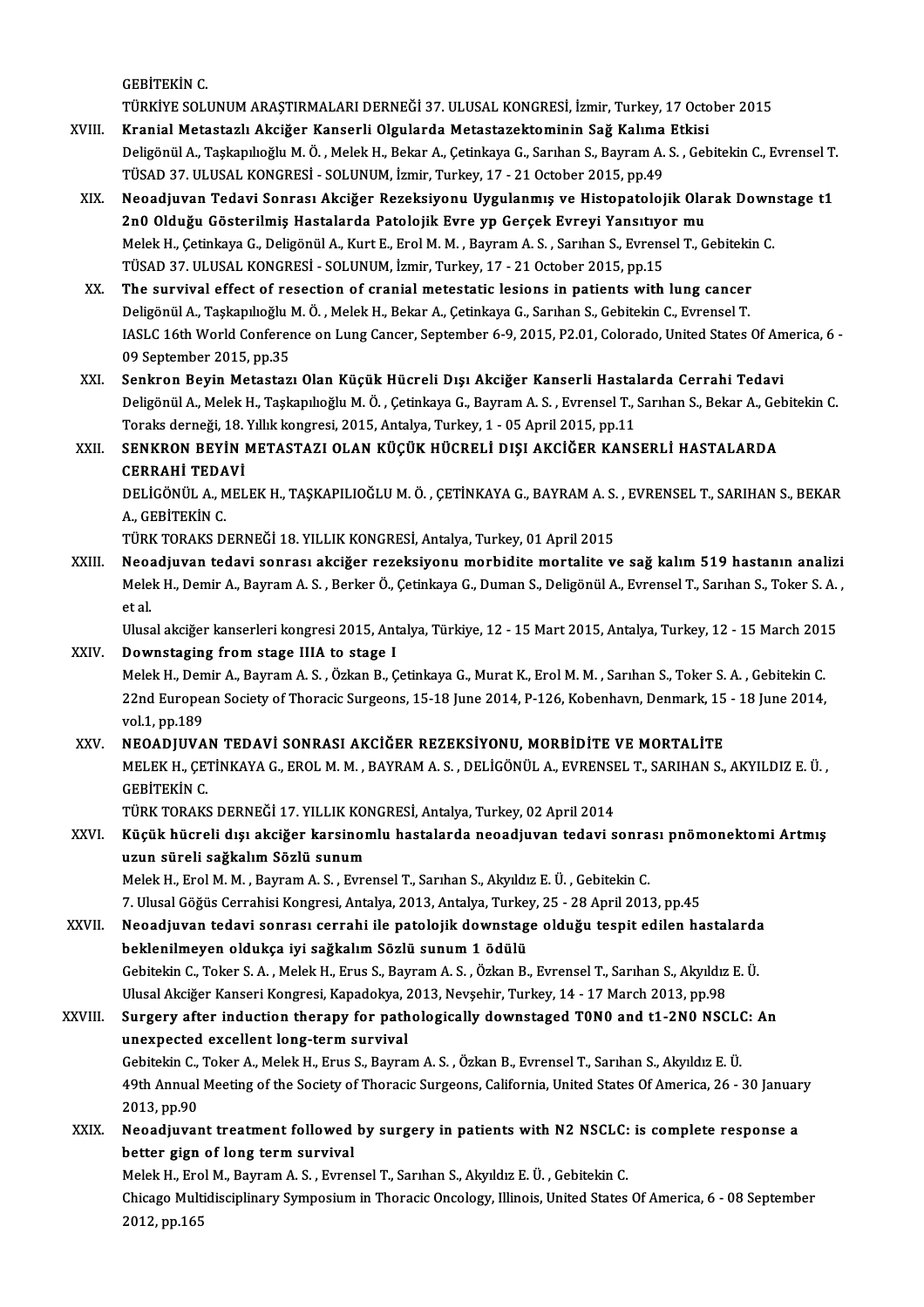GEBİTEKİN C.
TÜRKİYE SOLUNUM ARAŞTIRMALARI DERNEĞİ 37. ULUSAL KONGRESİ, İzmir, Turkey, 17 October 2015

XVIII. **Kranial Metastazlı Akciğer Kanserli Olgularda Metastazektominin Sağ Kalıma Etkisi**
Deligönül A., Taşkapılıoğlu M. Ö. , Melek H., Bekar A., Çetinkaya G., Sarıhan S., Bayram A. S. , Gebitekin C., Evrensel T.
TÜSAD 37. ULUSAL KONGRESİ - SOLUNUM, İzmir, Turkey, 17 - 21 October 2015, pp.49

XIX. **Neoadjuvan Tedavi Sonrası Akciğer Rezeksiyonu Uygulanmış ve Histopatolojik Olarak Downstage t1 2n0 Olduğu Gösterilmiş Hastalarda Patolojik Evre yp Gerçek Evreyi Yansıtıyor mu**
Melek H., Çetinkaya G., Deligönül A., Kurt E., Erol M. M. , Bayram A. S. , Sarıhan S., Evrensel T., Gebitekin C.
TÜSAD 37. ULUSAL KONGRESİ - SOLUNUM, İzmir, Turkey, 17 - 21 October 2015, pp.15

XX. **The survival effect of resection of cranial metestatic lesions in patients with lung cancer**
Deligönül A., Taşkapılıoğlu M. Ö. , Melek H., Bekar A., Çetinkaya G., Sarıhan S., Gebitekin C., Evrensel T.
IASLC 16th World Conference on Lung Cancer, September 6-9, 2015, P2.01, Colorado, United States Of America, 6 - 09 September 2015, pp.35

XXI. **Senkron Beyin Metastazı Olan Küçük Hücreli Dışı Akciğer Kanserli Hastalarda Cerrahi Tedavi**
Deligönül A., Melek H., Taşkapılıoğlu M. Ö. , Çetinkaya G., Bayram A. S. , Evrensel T., Sarıhan S., Bekar A., Gebitekin C.
Toraks derneği, 18. Yıllık kongresi, 2015, Antalya, Turkey, 1 - 05 April 2015, pp.11

XXII. **SENKRON BEYİN METASTAZI OLAN KÜÇÜK HÜCRELİ DIŞI AKCİĞER KANSERLİ HASTALARDA CERRAHİ TEDAVİ**
DELİGÖNÜL A., MELEK H., TAŞKAPILIOĞLU M. Ö. , ÇETİNKAYA G., BAYRAM A. S. , EVRENSEL T., SARIHAN S., BEKAR A., GEBİTEKİN C.
TÜRK TORAKS DERNEĞİ 18. YILLIK KONGRESİ, Antalya, Turkey, 01 April 2015

XXIII. **Neoadjuvan tedavi sonrası akciğer rezeksiyonu morbidite mortalite ve sağ kalım 519 hastanın analizi**
Melek H., Demir A., Bayram A. S. , Berker Ö., Çetinkaya G., Duman S., Deligönül A., Evrensel T., Sarıhan S., Toker S. A. , et al.
Ulusal akciğer kanserleri kongresi 2015, Antalya, Türkiye, 12 - 15 Mart 2015, Antalya, Turkey, 12 - 15 March 2015

XXIV. **Downstaging from stage IIIA to stage I**
Melek H., Demir A., Bayram A. S. , Özkan B., Çetinkaya G., Murat K., Erol M. M. , Sarıhan S., Toker S. A. , Gebitekin C.
22nd European Society of Thoracic Surgeons, 15-18 June 2014, P-126, Kobenhavn, Denmark, 15 - 18 June 2014, vol.1, pp.189

XXV. **NEOADJUVAN TEDAVİ SONRASI AKCİĞER REZEKSİYONU, MORBİDİTE VE MORTALİTE**
MELEK H., ÇETİNKAYA G., EROL M. M. , BAYRAM A. S. , DELİGÖNÜL A., EVRENSEL T., SARIHAN S., AKYILDIZ E. Ü. , GEBİTEKİN C.
TÜRK TORAKS DERNEĞİ 17. YILLIK KONGRESİ, Antalya, Turkey, 02 April 2014

XXVI. **Küçük hücreli dışı akciğer karsinomlu hastalarda neoadjuvan tedavi sonrası pnömonektomi Artmış uzun süreli sağkalım Sözlü sunum**
Melek H., Erol M. M. , Bayram A. S. , Evrensel T., Sarıhan S., Akyıldız E. Ü. , Gebitekin C.
7. Ulusal Göğüs Cerrahisi Kongresi, Antalya, 2013, Antalya, Turkey, 25 - 28 April 2013, pp.45

XXVII. **Neoadjuvan tedavi sonrası cerrahi ile patolojik downstage olduğu tespit edilen hastalarda beklenilmeyen oldukça iyi sağkalım Sözlü sunum 1 ödülü**
Gebitekin C., Toker S. A. , Melek H., Erus S., Bayram A. S. , Özkan B., Evrensel T., Sarıhan S., Akyıldız E. Ü.
Ulusal Akciğer Kanseri Kongresi, Kapadokya, 2013, Nevşehir, Turkey, 14 - 17 March 2013, pp.98

XXVIII. **Surgery after induction therapy for pathologically downstaged T0N0 and t1-2N0 NSCLC: An unexpected excellent long-term survival**
Gebitekin C., Toker A., Melek H., Erus S., Bayram A. S. , Özkan B., Evrensel T., Sarıhan S., Akyıldız E. Ü.
49th Annual Meeting of the Society of Thoracic Surgeons, California, United States Of America, 26 - 30 January 2013, pp.90

XXIX. **Neoadjuvant treatment followed by surgery in patients with N2 NSCLC: is complete response a better gign of long term survival**
Melek H., Erol M., Bayram A. S. , Evrensel T., Sarıhan S., Akyıldız E. Ü. , Gebitekin C.
Chicago Multidisciplinary Symposium in Thoracic Oncology, Illinois, United States Of America, 6 - 08 September 2012, pp.165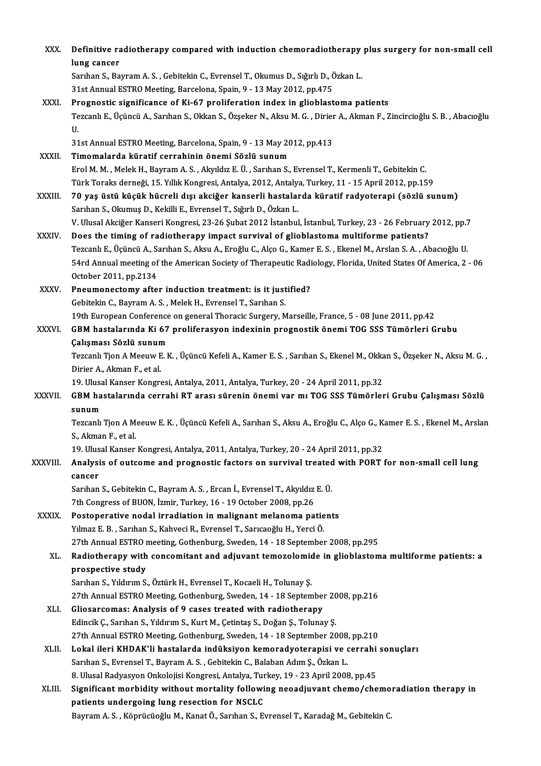XXX. **Definitive radiotherapy compared with induction chemoradiotherapy plus surgery for non-small cell lung cancer**
Sarıhan S., Bayram A. S. , Gebitekin C., Evrensel T., Okumus D., Sığırlı D., Özkan L.
31st Annual ESTRO Meeting, Barcelona, Spain, 9 - 13 May 2012, pp.475

XXXI. **Prognostic significance of Ki-67 proliferation index in glioblastoma patients**
Tezcanlı E., Üçüncü A., Sarıhan S., Okkan S., Özşeker N., Aksu M. G. , Dirier A., Akman F., Zincircioğlu S. B. , Abacıoğlu U.
31st Annual ESTRO Meeting, Barcelona, Spain, 9 - 13 May 2012, pp.413

XXXII. **Timomalarda küratif cerrahinin önemi Sözlü sunum**
Erol M. M. , Melek H., Bayram A. S. , Akyıldız E. Ü. , Sarıhan S., Evrensel T., Kermenli T., Gebitekin C.
Türk Toraks derneği, 15. Yıllık Kongresi, Antalya, 2012, Antalya, Turkey, 11 - 15 April 2012, pp.159

XXXIII. **70 yaş üstü küçük hücreli dışı akciğer kanserli hastalarda küratif radyoterapi (sözlü sunum)**
Sarıhan S., Okumuş D., Kekilli E., Evrensel T., Sığırlı D., Özkan L.
V. Ulusal Akciğer Kanseri Kongresi, 23-26 Şubat 2012 İstanbul, İstanbul, Turkey, 23 - 26 February 2012, pp.7

XXXIV. **Does the timing of radiotherapy impact survival of glioblastoma multiforme patients?**
Tezcanlı E., Üçüncü A., Sarıhan S., Aksu A., Eroğlu C., Alço G., Kamer E. S. , Ekenel M., Arslan S. A. , Abacıoğlu U.
54rd Annual meeting of the American Society of Therapeutic Radiology, Florida, United States Of America, 2 - 06 October 2011, pp.2134

XXXV. **Pneumonectomy after induction treatment: is it justified?**
Gebitekin C., Bayram A. S. , Melek H., Evrensel T., Sarıhan S.
19th European Conference on general Thoracic Surgery, Marseille, France, 5 - 08 June 2011, pp.42

XXXVI. **GBM hastalarında Ki 67 proliferasyon indexinin prognostik önemi TOG SSS Tümörleri Grubu Çalışması Sözlü sunum**
Tezcanlı Tjon A Meeuw E. K. , Üçüncü Kefeli A., Kamer E. S. , Sarıhan S., Ekenel M., Okkan S., Özşeker N., Aksu M. G. , Dirier A., Akman F., et al.
19. Ulusal Kanser Kongresi, Antalya, 2011, Antalya, Turkey, 20 - 24 April 2011, pp.32

XXXVII. **GBM hastalarında cerrahi RT arası sürenin önemi var mı TOG SSS Tümörleri Grubu Çalışması Sözlü sunum**
Tezcanlı Tjon A Meeuw E. K. , Üçüncü Kefeli A., Sarıhan S., Aksu A., Eroğlu C., Alço G., Kamer E. S. , Ekenel M., Arslan S., Akman F., et al.
19. Ulusal Kanser Kongresi, Antalya, 2011, Antalya, Turkey, 20 - 24 April 2011, pp.32

XXXVIII. **Analysis of outcome and prognostic factors on survival treated with PORT for non-small cell lung cancer**
Sarıhan S., Gebitekin C., Bayram A. S. , Ercan İ., Evrensel T., Akyıldız E. Ü.
7th Congress of BUON, İzmir, Turkey, 16 - 19 October 2008, pp.26

XXXIX. **Postoperative nodal irradiation in malignant melanoma patients**
Yılmaz E. B. , Sarıhan S., Kahveci R., Evrensel T., Sarıcaoğlu H., Yerci Ö.
27th Annual ESTRO meeting, Gothenburg, Sweden, 14 - 18 September 2008, pp.295

XL. **Radiotherapy with concomitant and adjuvant temozolomide in glioblastoma multiforme patients: a prospective study**
Sarıhan S., Yıldırım S., Öztürk H., Evrensel T., Kocaeli H., Tolunay Ş.
27th Annual ESTRO Meeting, Gothenburg, Sweden, 14 - 18 September 2008, pp.216

XLI. **Gliosarcomas: Analysis of 9 cases treated with radiotherapy**
Edincik Ç., Sarıhan S., Yıldırım S., Kurt M., Çetintaş S., Doğan Ş., Tolunay Ş.
27th Annual ESTRO Meeting, Gothenburg, Sweden, 14 - 18 September 2008, pp.210

XLII. **Lokal ileri KHDAK'li hastalarda indüksiyon kemoradyoterapisi ve cerrahi sonuçları**
Sarıhan S., Evrensel T., Bayram A. S. , Gebitekin C., Balaban Adım Ş., Özkan L.
8. Ulusal Radyasyon Onkolojisi Kongresi, Antalya, Turkey, 19 - 23 April 2008, pp.45

XLIII. **Significant morbidity without mortality following neoadjuvant chemo/chemoradiation therapy in patients undergoing lung resection for NSCLC**
Bayram A. S. , Köprücüoğlu M., Kanat Ö., Sarıhan S., Evrensel T., Karadağ M., Gebitekin C.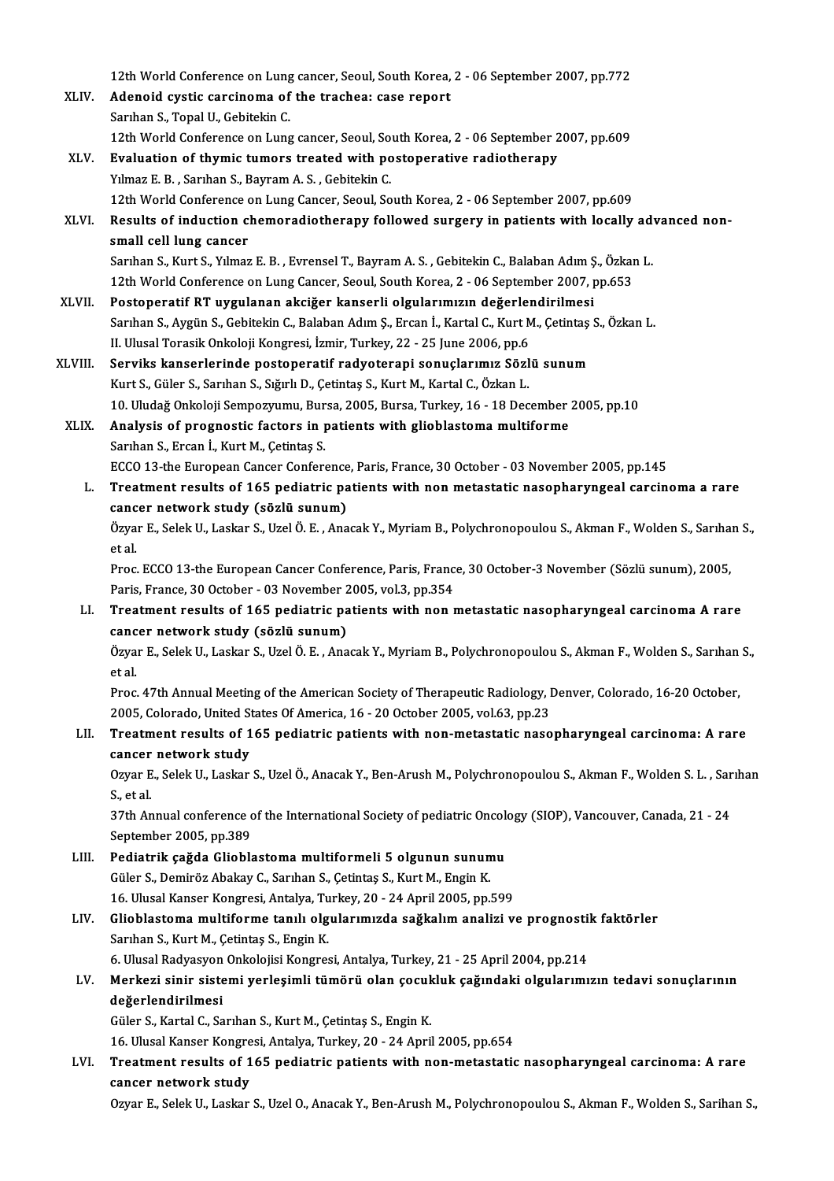12th World Conference on Lung cancer, Seoul, South Korea, 2 - 06 September 2007, pp.772

XLIV. **Adenoid cystic carcinoma of the trachea: case report**
Sarıhan S., Topal U., Gebitekin C.
12th World Conference on Lung cancer, Seoul, South Korea, 2 - 06 September 2007, pp.609

XLV. **Evaluation of thymic tumors treated with postoperative radiotherapy**
Yılmaz E. B. , Sarıhan S., Bayram A. S. , Gebitekin C.
12th World Conference on Lung Cancer, Seoul, South Korea, 2 - 06 September 2007, pp.609

XLVI. **Results of induction chemoradiotherapy followed surgery in patients with locally advanced non-small cell lung cancer**
Sarıhan S., Kurt S., Yılmaz E. B. , Evrensel T., Bayram A. S. , Gebitekin C., Balaban Adım Ş., Özkan L.
12th World Conference on Lung Cancer, Seoul, South Korea, 2 - 06 September 2007, pp.653

XLVII. **Postoperatif RT uygulanan akciğer kanserli olgularımızın değerlendirilmesi**
Sarıhan S., Aygün S., Gebitekin C., Balaban Adım Ş., Ercan İ., Kartal C., Kurt M., Çetintaş S., Özkan L.
II. Ulusal Torasik Onkoloji Kongresi, İzmir, Turkey, 22 - 25 June 2006, pp.6

XLVIII. **Serviks kanserlerinde postoperatif radyoterapi sonuçlarımız Sözlü sunum**
Kurt S., Güler S., Sarıhan S., Sığırlı D., Çetintaş S., Kurt M., Kartal C., Özkan L.
10. Uludağ Onkoloji Sempozyumu, Bursa, 2005, Bursa, Turkey, 16 - 18 December 2005, pp.10

XLIX. **Analysis of prognostic factors in patients with glioblastoma multiforme**
Sarıhan S., Ercan İ., Kurt M., Çetintaş S.
ECCO 13-the European Cancer Conference, Paris, France, 30 October - 03 November 2005, pp.145

L. **Treatment results of 165 pediatric patients with non metastatic nasopharyngeal carcinoma a rare cancer network study (sözlü sunum)**
Özyar E., Selek U., Laskar S., Uzel Ö. E. , Anacak Y., Myriam B., Polychronopoulou S., Akman F., Wolden S., Sarıhan S., et al.
Proc. ECCO 13-the European Cancer Conference, Paris, France, 30 October-3 November (Sözlü sunum), 2005, Paris, France, 30 October - 03 November 2005, vol.3, pp.354

LI. **Treatment results of 165 pediatric patients with non metastatic nasopharyngeal carcinoma A rare cancer network study (sözlü sunum)**
Özyar E., Selek U., Laskar S., Uzel Ö. E. , Anacak Y., Myriam B., Polychronopoulou S., Akman F., Wolden S., Sarıhan S., et al.
Proc. 47th Annual Meeting of the American Society of Therapeutic Radiology, Denver, Colorado, 16-20 October, 2005, Colorado, United States Of America, 16 - 20 October 2005, vol.63, pp.23

LII. **Treatment results of 165 pediatric patients with non-metastatic nasopharyngeal carcinoma: A rare cancer network study**
Ozyar E., Selek U., Laskar S., Uzel Ö., Anacak Y., Ben-Arush M., Polychronopoulou S., Akman F., Wolden S. L. , Sarıhan S., et al.
37th Annual conference of the International Society of pediatric Oncology (SIOP), Vancouver, Canada, 21 - 24 September 2005, pp.389

LIII. **Pediatrik çağda Glioblastoma multiformeli 5 olgunun sunumu**
Güler S., Demiröz Abakay C., Sarıhan S., Çetintaş S., Kurt M., Engin K.
16. Ulusal Kanser Kongresi, Antalya, Turkey, 20 - 24 April 2005, pp.599

LIV. **Glioblastoma multiforme tanılı olgularımızda sağkalım analizi ve prognostik faktörler**
Sarıhan S., Kurt M., Çetintaş S., Engin K.
6. Ulusal Radyasyon Onkolojisi Kongresi, Antalya, Turkey, 21 - 25 April 2004, pp.214

LV. **Merkezi sinir sistemi yerleşimli tümörü olan çocukluk çağındaki olgularımızın tedavi sonuçlarının değerlendirilmesi**
Güler S., Kartal C., Sarıhan S., Kurt M., Çetintaş S., Engin K.
16. Ulusal Kanser Kongresi, Antalya, Turkey, 20 - 24 April 2005, pp.654

LVI. **Treatment results of 165 pediatric patients with non-metastatic nasopharyngeal carcinoma: A rare cancer network study**
Ozyar E., Selek U., Laskar S., Uzel O., Anacak Y., Ben-Arush M., Polychronopoulou S., Akman F., Wolden S., Sarihan S.,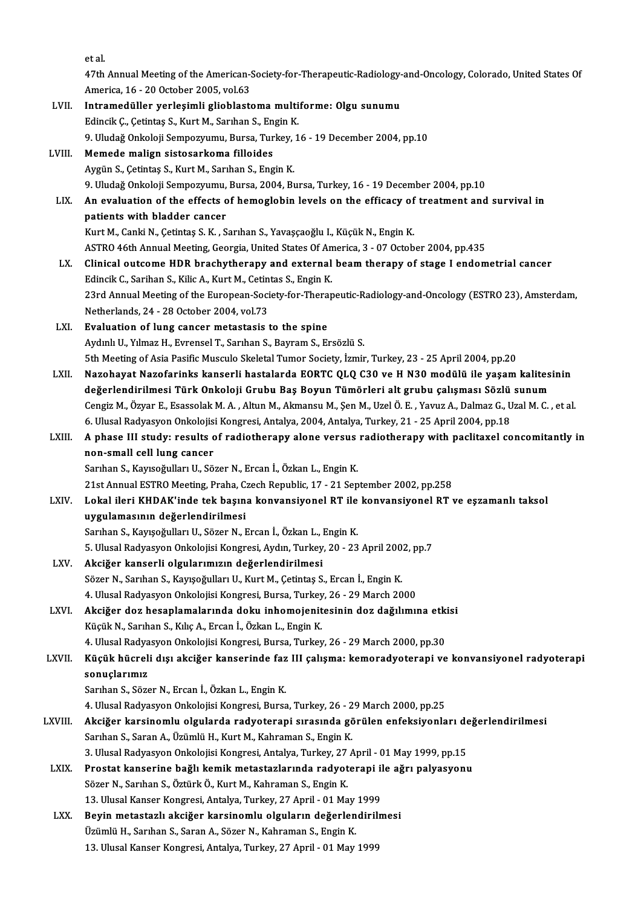et al.

47th Annual Meeting of the American-Society-for-Therapeutic-Radiology-and-Oncology, Colorado, United States Of America, 16 - 20 October 2005, vol.63

LVII. **Intramedüller yerleşimli glioblastoma multiforme: Olgu sunumu**
Edincik Ç., Çetintaş S., Kurt M., Sarıhan S., Engin K.
9. Uludağ Onkoloji Sempozyumu, Bursa, Turkey, 16 - 19 December 2004, pp.10

LVIII. **Memede malign sistosarkoma filloides**
Aygün S., Çetintaş S., Kurt M., Sarıhan S., Engin K.
9. Uludağ Onkoloji Sempozyumu, Bursa, 2004, Bursa, Turkey, 16 - 19 December 2004, pp.10

LIX. **An evaluation of the effects of hemoglobin levels on the efficacy of treatment and survival in patients with bladder cancer**
Kurt M., Canki N., Çetintaş S. K. , Sarıhan S., Yavaşçaoğlu I., Küçük N., Engin K.
ASTRO 46th Annual Meeting, Georgia, United States Of America, 3 - 07 October 2004, pp.435

LX. **Clinical outcome HDR brachytherapy and external beam therapy of stage I endometrial cancer**
Edincik C., Sarihan S., Kilic A., Kurt M., Cetintas S., Engin K.
23rd Annual Meeting of the European-Society-for-Therapeutic-Radiology-and-Oncology (ESTRO 23), Amsterdam, Netherlands, 24 - 28 October 2004, vol.73

LXI. **Evaluation of lung cancer metastasis to the spine**
Aydınlı U., Yılmaz H., Evrensel T., Sarıhan S., Bayram S., Ersözlü S.
5th Meeting of Asia Pasific Musculo Skeletal Tumor Society, İzmir, Turkey, 23 - 25 April 2004, pp.20

LXII. **Nazohayat Nazofarinks kanserli hastalarda EORTC QLQ C30 ve H N30 modülü ile yaşam kalitesinin değerlendirilmesi Türk Onkoloji Grubu Baş Boyun Tümörleri alt grubu çalışması Sözlü sunum**
Cengiz M., Özyar E., Esassolak M. A. , Altun M., Akmansu M., Şen M., Uzel Ö. E. , Yavuz A., Dalmaz G., Uzal M. C. , et al.
6. Ulusal Radyasyon Onkolojisi Kongresi, Antalya, 2004, Antalya, Turkey, 21 - 25 April 2004, pp.18

LXIII. **A phase III study: results of radiotherapy alone versus radiotherapy with paclitaxel concomitantly in non-small cell lung cancer**
Sarıhan S., Kayısoğulları U., Sözer N., Ercan İ., Özkan L., Engin K.
21st Annual ESTRO Meeting, Praha, Czech Republic, 17 - 21 September 2002, pp.258

LXIV. **Lokal ileri KHDAK'inde tek başına konvansiyonel RT ile konvansiyonel RT ve eşzamanlı taksol uygulamasının değerlendirilmesi**
Sarıhan S., Kayışoğulları U., Sözer N., Ercan İ., Özkan L., Engin K.
5. Ulusal Radyasyon Onkolojisi Kongresi, Aydın, Turkey, 20 - 23 April 2002, pp.7

LXV. **Akciğer kanserli olgularımızın değerlendirilmesi**
Sözer N., Sarıhan S., Kayışoğulları U., Kurt M., Çetintaş S., Ercan İ., Engin K.
4. Ulusal Radyasyon Onkolojisi Kongresi, Bursa, Turkey, 26 - 29 March 2000

LXVI. **Akciğer doz hesaplamalarında doku inhomojenitesinin doz dağılımına etkisi**
Küçük N., Sarıhan S., Kılıç A., Ercan İ., Özkan L., Engin K.
4. Ulusal Radyasyon Onkolojisi Kongresi, Bursa, Turkey, 26 - 29 March 2000, pp.30

LXVII. **Küçük hücreli dışı akciğer kanserinde faz III çalışma: kemoradyoterapi ve konvansiyonel radyoterapi sonuçlarımız**
Sarıhan S., Sözer N., Ercan İ., Özkan L., Engin K.
4. Ulusal Radyasyon Onkolojisi Kongresi, Bursa, Turkey, 26 - 29 March 2000, pp.25

LXVIII. **Akciğer karsinomlu olgularda radyoterapi sırasında görülen enfeksiyonları değerlendirilmesi**
Sarıhan S., Saran A., Üzümlü H., Kurt M., Kahraman S., Engin K.
3. Ulusal Radyasyon Onkolojisi Kongresi, Antalya, Turkey, 27 April - 01 May 1999, pp.15

LXIX. **Prostat kanserine bağlı kemik metastazlarında radyoterapi ile ağrı palyasyonu**
Sözer N., Sarıhan S., Öztürk Ö., Kurt M., Kahraman S., Engin K.
13. Ulusal Kanser Kongresi, Antalya, Turkey, 27 April - 01 May 1999

LXX. **Beyin metastazlı akciğer karsinomlu olguların değerlendirilmesi**
Üzümlü H., Sarıhan S., Saran A., Sözer N., Kahraman S., Engin K.
13. Ulusal Kanser Kongresi, Antalya, Turkey, 27 April - 01 May 1999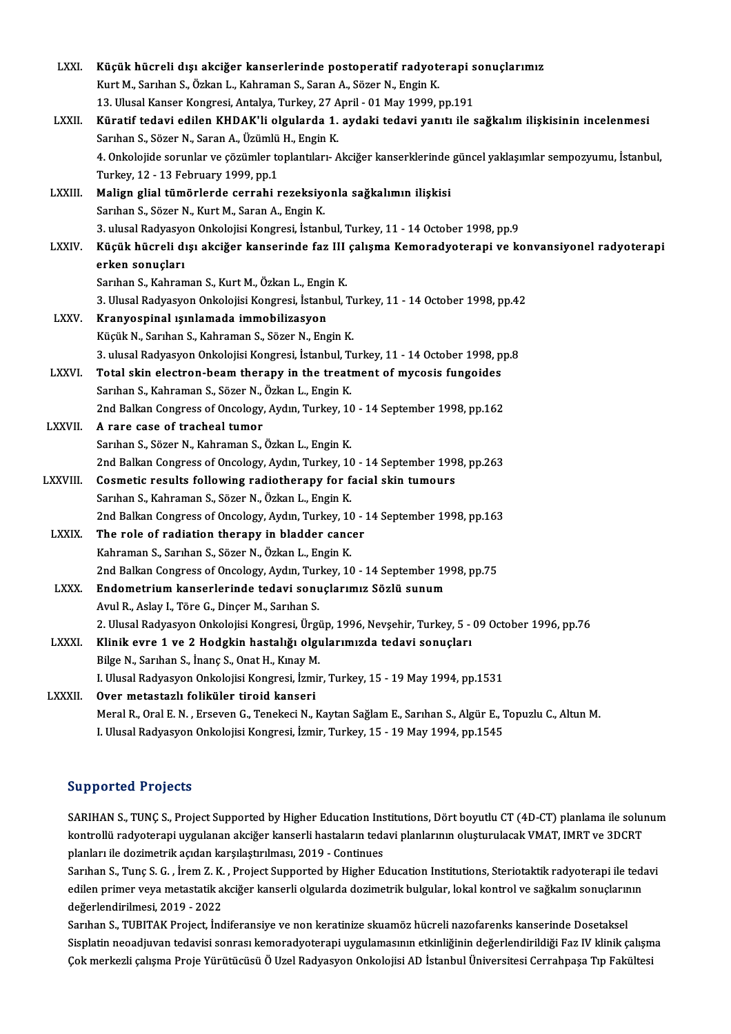LXXI. **Küçük hücreli dışı akciğer kanserlerinde postoperatif radyoterapi sonuçlarımız**
Kurt M., Sarıhan S., Özkan L., Kahraman S., Saran A., Sözer N., Engin K.
13. Ulusal Kanser Kongresi, Antalya, Turkey, 27 April - 01 May 1999, pp.191

LXXII. **Küratif tedavi edilen KHDAK'li olgularda 1. aydaki tedavi yanıtı ile sağkalım ilişkisinin incelenmesi**
Sarıhan S., Sözer N., Saran A., Üzümlü H., Engin K.
4. Onkolojide sorunlar ve çözümler toplantıları- Akciğer kanserklerinde güncel yaklaşımlar sempozyumu, İstanbul, Turkey, 12 - 13 February 1999, pp.1

LXXIII. **Malign glial tümörlerde cerrahi rezeksiyonla sağkalımın ilişkisi**
Sarıhan S., Sözer N., Kurt M., Saran A., Engin K.
3. ulusal Radyasyon Onkolojisi Kongresi, İstanbul, Turkey, 11 - 14 October 1998, pp.9

LXXIV. **Küçük hücreli dışı akciğer kanserinde faz III çalışma Kemoradyoterapi ve konvansiyonel radyoterapi erken sonuçları**
Sarıhan S., Kahraman S., Kurt M., Özkan L., Engin K.
3. Ulusal Radyasyon Onkolojisi Kongresi, İstanbul, Turkey, 11 - 14 October 1998, pp.42

LXXV. **Kranyospinal ışınlamada immobilizasyon**
Küçük N., Sarıhan S., Kahraman S., Sözer N., Engin K.
3. ulusal Radyasyon Onkolojisi Kongresi, İstanbul, Turkey, 11 - 14 October 1998, pp.8

LXXVI. **Total skin electron-beam therapy in the treatment of mycosis fungoides**
Sarıhan S., Kahraman S., Sözer N., Özkan L., Engin K.
2nd Balkan Congress of Oncology, Aydın, Turkey, 10 - 14 September 1998, pp.162

LXXVII. **A rare case of tracheal tumor**
Sarıhan S., Sözer N., Kahraman S., Özkan L., Engin K.
2nd Balkan Congress of Oncology, Aydın, Turkey, 10 - 14 September 1998, pp.263

LXXVIII. **Cosmetic results following radiotherapy for facial skin tumours**
Sarıhan S., Kahraman S., Sözer N., Özkan L., Engin K.
2nd Balkan Congress of Oncology, Aydın, Turkey, 10 - 14 September 1998, pp.163

LXXIX. **The role of radiation therapy in bladder cancer**
Kahraman S., Sarıhan S., Sözer N., Özkan L., Engin K.
2nd Balkan Congress of Oncology, Aydın, Turkey, 10 - 14 September 1998, pp.75

LXXX. **Endometrium kanserlerinde tedavi sonuçlarımız Sözlü sunum**
Avul R., Aslay I., Töre G., Dinçer M., Sarıhan S.
2. Ulusal Radyasyon Onkolojisi Kongresi, Ürgüp, 1996, Nevşehir, Turkey, 5 - 09 October 1996, pp.76

LXXXI. **Klinik evre 1 ve 2 Hodgkin hastalığı olgularımızda tedavi sonuçları**
Bilge N., Sarıhan S., İnanç S., Onat H., Kınay M.
I. Ulusal Radyasyon Onkolojisi Kongresi, İzmir, Turkey, 15 - 19 May 1994, pp.1531

LXXXII. **Over metastazlı foliküler tiroid kanseri**
Meral R., Oral E. N. , Erseven G., Tenekeci N., Kaytan Sağlam E., Sarıhan S., Algür E., Topuzlu C., Altun M.
I. Ulusal Radyasyon Onkolojisi Kongresi, İzmir, Turkey, 15 - 19 May 1994, pp.1545

## Supported Projects

SARIHAN S., TUNÇ S., Project Supported by Higher Education Institutions, Dört boyutlu CT (4D-CT) planlama ile solunum kontrollü radyoterapi uygulanan akciğer kanserli hastaların tedavi planlarının oluşturulacak VMAT, IMRT ve 3DCRT planları ile dozimetrik açıdan karşılaştırılması, 2019 - Continues

Sarıhan S., Tunç S. G. , İrem Z. K. , Project Supported by Higher Education Institutions, Steriotaktik radyoterapi ile tedavi edilen primer veya metastatik akciğer kanserli olgularda dozimetrik bulgular, lokal kontrol ve sağkalım sonuçlarının değerlendirilmesi, 2019 - 2022

Sarıhan S., TUBITAK Project, İndiferansiye ve non keratinize skuamöz hücreli nazofarenks kanserinde Dosetaksel Sisplatin neoadjuvan tedavisi sonrası kemoradyoterapi uygulamasının etkinliğinin değerlendirildiği Faz IV klinik çalışma Çok merkezli çalışma Proje Yürütücüsü Ö Uzel Radyasyon Onkolojisi AD İstanbul Üniversitesi Cerrahpaşa Tıp Fakültesi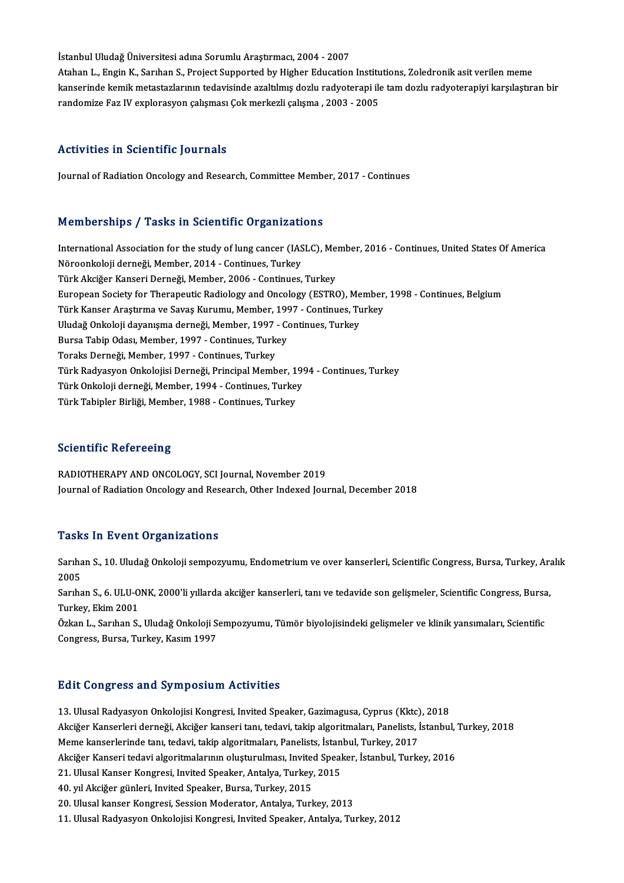İstanbul Uludağ Üniversitesi adına Sorumlu Araştırmacı, 2004 - 2007
Atahan L., Engin K., Sarıhan S., Project Supported by Higher Education Institutions, Zoledronik asit verilen meme kanserinde kemik metastazlarının tedavisinde azaltılmış dozlu radyoterapi ile tam dozlu radyoterapiyi karşılaştıran bir randomize Faz IV explorasyon çalışması Çok merkezli çalışma , 2003 - 2005

## Activities in Scientific Journals

Journal of Radiation Oncology and Research, Committee Member, 2017 - Continues

## Memberships / Tasks in Scientific Organizations

International Association for the study of lung cancer (IASLC), Member, 2016 - Continues, United States Of America
Nöroonkoloji derneği, Member, 2014 - Continues, Turkey
Türk Akciğer Kanseri Derneği, Member, 2006 - Continues, Turkey
European Society for Therapeutic Radiology and Oncology (ESTRO), Member, 1998 - Continues, Belgium
Türk Kanser Araştırma ve Savaş Kurumu, Member, 1997 - Continues, Turkey
Uludağ Onkoloji dayanışma derneği, Member, 1997 - Continues, Turkey
Bursa Tabip Odası, Member, 1997 - Continues, Turkey
Toraks Derneği, Member, 1997 - Continues, Turkey
Türk Radyasyon Onkolojisi Derneği, Principal Member, 1994 - Continues, Turkey
Türk Onkoloji derneği, Member, 1994 - Continues, Turkey
Türk Tabipler Birliği, Member, 1988 - Continues, Turkey

## Scientific Refereeing

RADIOTHERAPY AND ONCOLOGY, SCI Journal, November 2019
Journal of Radiation Oncology and Research, Other Indexed Journal, December 2018

## Tasks In Event Organizations

Sarıhan S., 10. Uludağ Onkoloji sempozyumu, Endometrium ve over kanserleri, Scientific Congress, Bursa, Turkey, Aralık 2005
Sarıhan S., 6. ULU-ONK, 2000'li yıllarda akciğer kanserleri, tanı ve tedavide son gelişmeler, Scientific Congress, Bursa, Turkey, Ekim 2001
Özkan L., Sarıhan S., Uludağ Onkoloji Sempozyumu, Tümör biyolojisindeki gelişmeler ve klinik yansımaları, Scientific Congress, Bursa, Turkey, Kasım 1997

## Edit Congress and Symposium Activities

13. Ulusal Radyasyon Onkolojisi Kongresi, Invited Speaker, Gazimagusa, Cyprus (Kktc), 2018
Akciğer Kanserleri derneği, Akciğer kanseri tanı, tedavi, takip algoritmaları, Panelists, İstanbul, Turkey, 2018
Meme kanserlerinde tanı, tedavi, takip algoritmaları, Panelists, İstanbul, Turkey, 2017
Akciğer Kanseri tedavi algoritmalarının oluşturulması, Invited Speaker, İstanbul, Turkey, 2016
21. Ulusal Kanser Kongresi, Invited Speaker, Antalya, Turkey, 2015
40. yıl Akciğer günleri, Invited Speaker, Bursa, Turkey, 2015
20. Ulusal kanser Kongresi, Session Moderator, Antalya, Turkey, 2013
11. Ulusal Radyasyon Onkolojisi Kongresi, Invited Speaker, Antalya, Turkey, 2012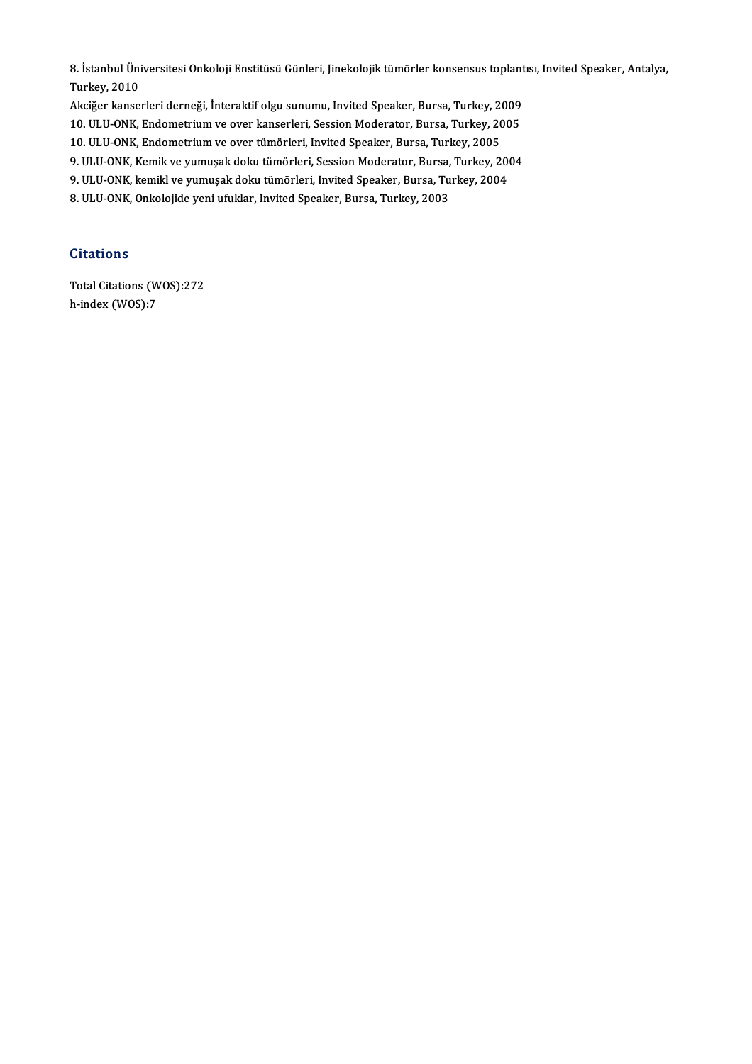8. İstanbul Üniversitesi Onkoloji Enstitüsü Günleri, Jinekolojik tümörler konsensus toplantısı, Invited Speaker, Antalya, Turkey, 2010

Akciğer kanserleri derneği, İnteraktif olgu sunumu, Invited Speaker, Bursa, Turkey, 2009

10. ULU-ONK, Endometrium ve over kanserleri, Session Moderator, Bursa, Turkey, 2005

10. ULU-ONK, Endometrium ve over tümörleri, Invited Speaker, Bursa, Turkey, 2005

9. ULU-ONK, Kemik ve yumuşak doku tümörleri, Session Moderator, Bursa, Turkey, 2004

9. ULU-ONK, kemikl ve yumuşak doku tümörleri, Invited Speaker, Bursa, Turkey, 2004

8. ULU-ONK, Onkolojide yeni ufuklar, Invited Speaker, Bursa, Turkey, 2003

## Citations

Total Citations (WOS):272

h-index (WOS):7